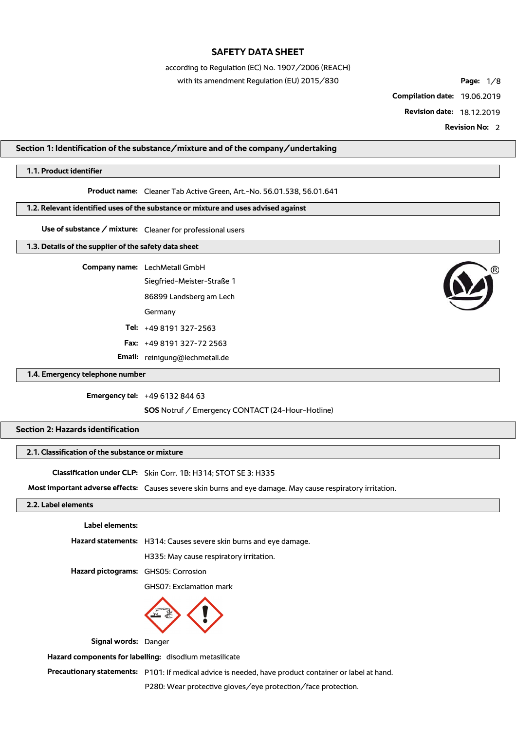# SAFETY DATA SHEET

according to Regulation (EC) No. 1907/2006 (REACH)

with its amendment Regulation (EU) 2015/830

**Compilation date:** 19.06.2019

**Revision date:** 18.12.2019

**Revision No:** 2

## Section 1: Identification of the substance/mixture and of the company/undertaking

### 1.1. Product identifier

**Product name:** Cleaner Tab Active Green, Art.-No. 56.01.538, 56.01.641

### 1.2. Relevant identified uses of the substance or mixture and uses advised against

**Use of substance / mixture:** Cleaner for professional users

### 1.3. Details of the supplier of the safety data sheet

**Company name:** LechMetall GmbH

Siegfried-Meister-Straße 1

86899 Landsberg am Lech

Germany

**Tel:** +49 8191 327-2563

**Fax:** +49 8191 327-72 2563

**Email:** reinigung@lechmetall.de

### 1.4. Emergency telephone number

**Emergency tel:** +49 6132 844 63

**SOS** Notruf / Emergency CONTACT (24-Hour-Hotline)

## Section 2: Hazards identification

### 2.1. Classification of the substance or mixture

**Classification under CLP:** Skin Corr. 1B: H314; STOT SE 3: H335

**Most important adverse effects:** Causes severe skin burns and eye damage. May cause respiratory irritation.

### 2.2. Label elements

**Label elements:**

**Hazard statements:** H314: Causes severe skin burns and eye damage.

H335: May cause respiratory irritation.

**Hazard pictograms:** GHS05: Corrosion

GHS07: Exclamation mark

**Signal words:** Danger

**Hazard components for labelling:** disodium metasilicate

**Precautionary statements:** P101: If medical advice is needed, have product container or label at hand.

P280: Wear protective gloves/eye protection/face protection.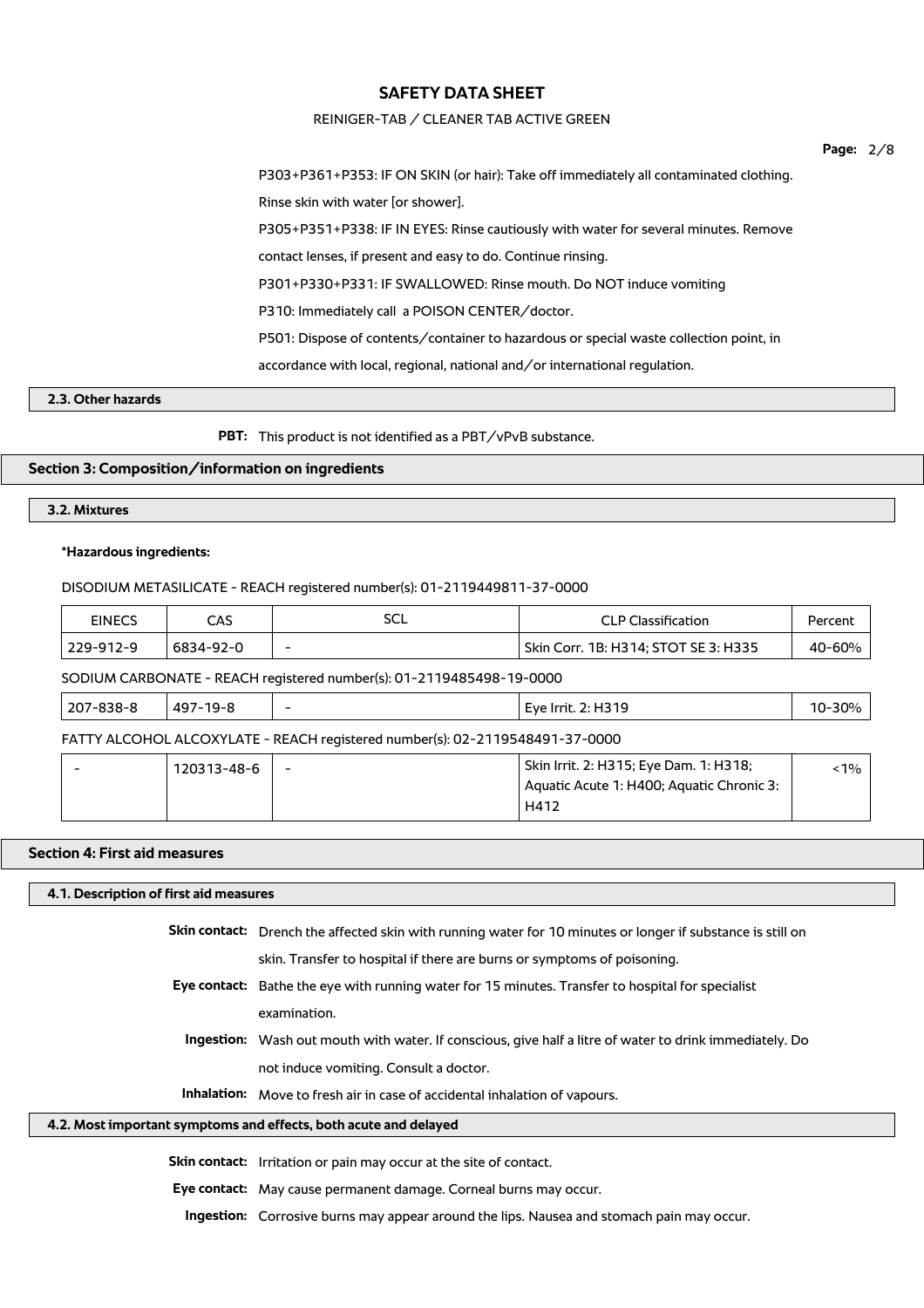P303+P361+P353: IF ON SKIN (or hair): Take off immediately all contaminated clothing. Rinse skin with water [or shower].

P305+P351+P338: IF IN EYES: Rinse cautiously with water for several minutes. Remove contact lenses, if present and easy to do. Continue rinsing.

P301+P330+P331: IF SWALLOWED: Rinse mouth. Do NOT induce vomiting

P310: Immediately call a POISON CENTER/doctor.

P501: Dispose of contents/container to hazardous or special waste collection point, in accordance with local, regional, national and/or international regulation.

### 2.3. Other hazards

**PBT:** This product is not identified as a PBT/vPvB substance.

## Section 3: Composition/information on ingredients

### 3.2. Mixtures

**\*Hazardous ingredients:**

DISODIUM METASILICATE - REACH registered number(s): 01-2119449811-37-0000

| EINECS | CAS | SCL | CLP Classification | Percent |
|---|---|---|---|---|
| 229-912-9 | 6834-92-0 | - | Skin Corr. 1B: H314; STOT SE 3: H335 | 40-60% |

SODIUM CARBONATE - REACH registered number(s): 01-2119485498-19-0000

| EINECS | CAS | SCL | CLP Classification | Percent |
|---|---|---|---|---|
| 207-838-8 | 497-19-8 | - | Eye Irrit. 2: H319 | 10-30% |

FATTY ALCOHOL ALCOXYLATE - REACH registered number(s): 02-2119548491-37-0000

| EINECS | CAS | SCL | CLP Classification | Percent |
|---|---|---|---|---|
| - | 120313-48-6 | - | Skin Irrit. 2: H315; Eye Dam. 1: H318; Aquatic Acute 1: H400; Aquatic Chronic 3: H412 | <1% |

## Section 4: First aid measures

### 4.1. Description of first aid measures

**Skin contact:** Drench the affected skin with running water for 10 minutes or longer if substance is still on skin. Transfer to hospital if there are burns or symptoms of poisoning.

**Eye contact:** Bathe the eye with running water for 15 minutes. Transfer to hospital for specialist examination.

**Ingestion:** Wash out mouth with water. If conscious, give half a litre of water to drink immediately. Do not induce vomiting. Consult a doctor.

**Inhalation:** Move to fresh air in case of accidental inhalation of vapours.

### 4.2. Most important symptoms and effects, both acute and delayed

**Skin contact:** Irritation or pain may occur at the site of contact.

**Eye contact:** May cause permanent damage. Corneal burns may occur.

**Ingestion:** Corrosive burns may appear around the lips. Nausea and stomach pain may occur.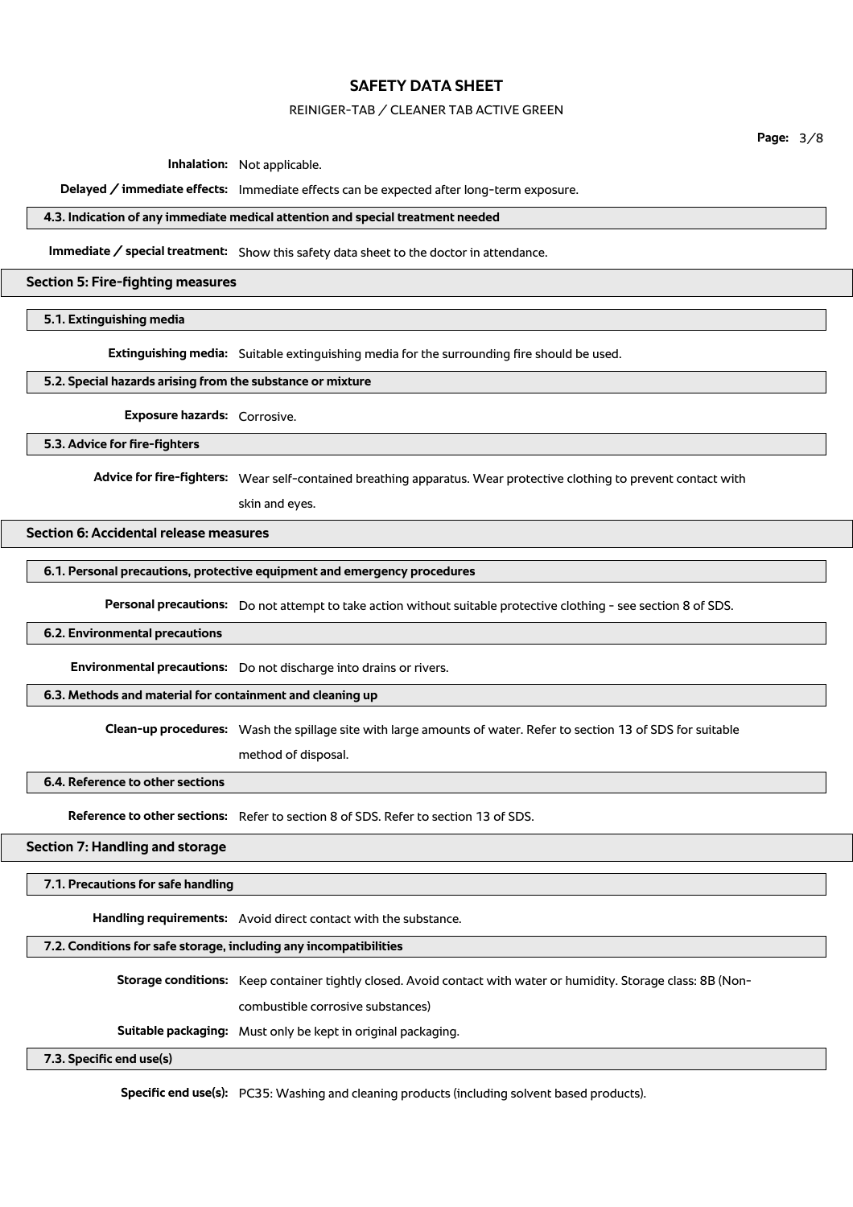**Inhalation:** Not applicable.

**Delayed / immediate effects:** Immediate effects can be expected after long-term exposure.

### 4.3. Indication of any immediate medical attention and special treatment needed

**Immediate / special treatment:** Show this safety data sheet to the doctor in attendance.

## Section 5: Fire-fighting measures

### 5.1. Extinguishing media

**Extinguishing media:** Suitable extinguishing media for the surrounding fire should be used.

### 5.2. Special hazards arising from the substance or mixture

**Exposure hazards:** Corrosive.

### 5.3. Advice for fire-fighters

**Advice for fire-fighters:** Wear self-contained breathing apparatus. Wear protective clothing to prevent contact with skin and eyes.

## Section 6: Accidental release measures

### 6.1. Personal precautions, protective equipment and emergency procedures

**Personal precautions:** Do not attempt to take action without suitable protective clothing - see section 8 of SDS.

### 6.2. Environmental precautions

**Environmental precautions:** Do not discharge into drains or rivers.

### 6.3. Methods and material for containment and cleaning up

**Clean-up procedures:** Wash the spillage site with large amounts of water. Refer to section 13 of SDS for suitable method of disposal.

### 6.4. Reference to other sections

**Reference to other sections:** Refer to section 8 of SDS. Refer to section 13 of SDS.

## Section 7: Handling and storage

### 7.1. Precautions for safe handling

**Handling requirements:** Avoid direct contact with the substance.

### 7.2. Conditions for safe storage, including any incompatibilities

**Storage conditions:** Keep container tightly closed. Avoid contact with water or humidity. Storage class: 8B (Non-combustible corrosive substances)

**Suitable packaging:** Must only be kept in original packaging.

### 7.3. Specific end use(s)

**Specific end use(s):** PC35: Washing and cleaning products (including solvent based products).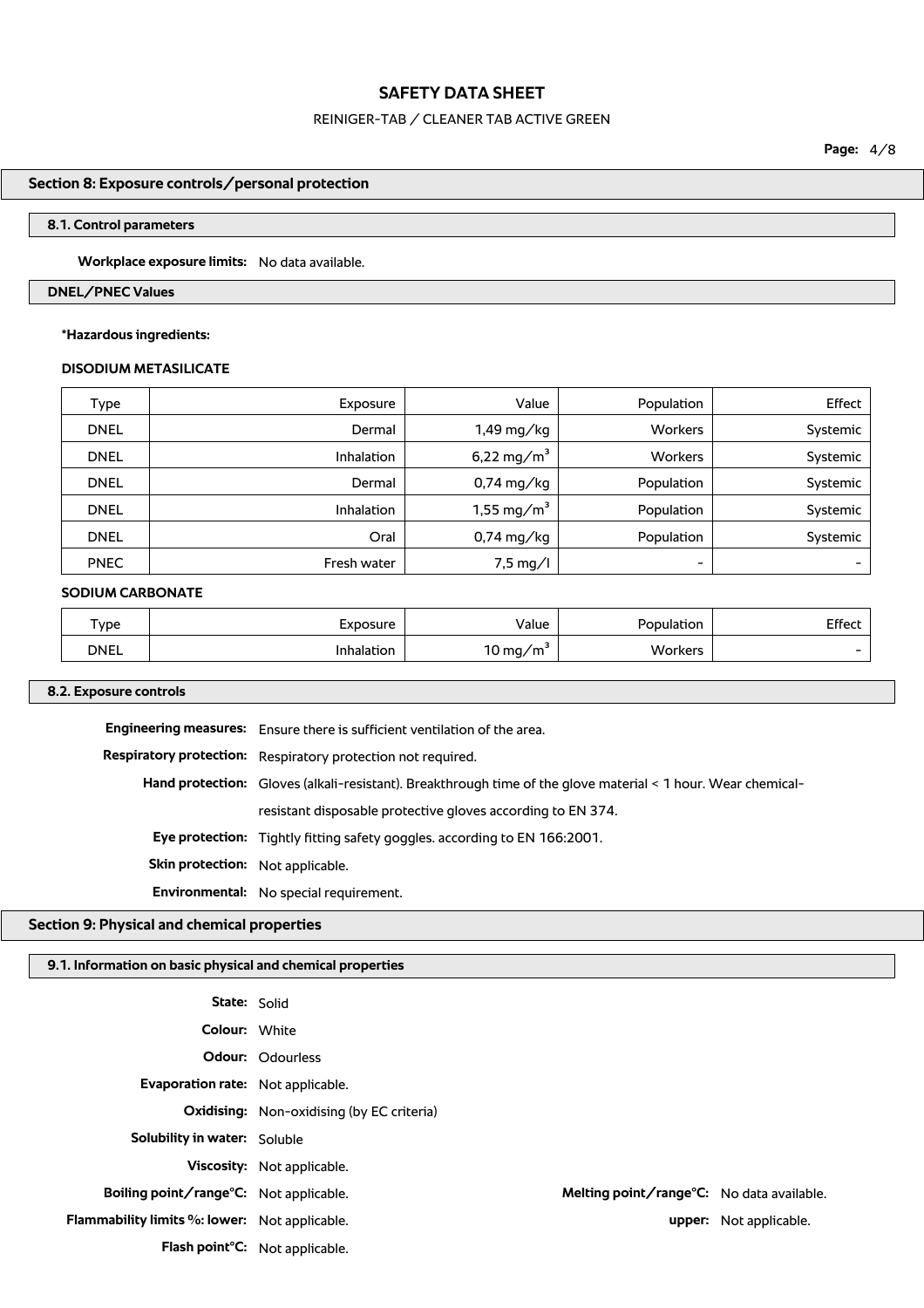## Section 8: Exposure controls/personal protection

### 8.1. Control parameters

**Workplace exposure limits:** No data available.

### DNEL/PNEC Values

**\*Hazardous ingredients:**

**DISODIUM METASILICATE**

| Type | Exposure | Value | Population | Effect |
|---|---|---|---|---|
| DNEL | Dermal | 1,49 mg/kg | Workers | Systemic |
| DNEL | Inhalation | 6,22 $mg/m^3$ | Workers | Systemic |
| DNEL | Dermal | 0,74 mg/kg | Population | Systemic |
| DNEL | Inhalation | 1,55 $mg/m^3$ | Population | Systemic |
| DNEL | Oral | 0,74 mg/kg | Population | Systemic |
| PNEC | Fresh water | 7,5 mg/l | - | - |

**SODIUM CARBONATE**

| Type | Exposure | Value | Population | Effect |
|---|---|---|---|---|
| DNEL | Inhalation | 10 $mg/m^3$ | Workers | - |

### 8.2. Exposure controls

**Engineering measures:** Ensure there is sufficient ventilation of the area.

**Respiratory protection:** Respiratory protection not required.

**Hand protection:** Gloves (alkali-resistant). Breakthrough time of the glove material < 1 hour. Wear chemical-resistant disposable protective gloves according to EN 374.

**Eye protection:** Tightly fitting safety goggles. according to EN 166:2001.

**Skin protection:** Not applicable.

**Environmental:** No special requirement.

## Section 9: Physical and chemical properties

### 9.1. Information on basic physical and chemical properties

**State:** Solid

**Colour:** White

**Odour:** Odourless

**Evaporation rate:** Not applicable.

**Oxidising:** Non-oxidising (by EC criteria)

**Solubility in water:** Soluble

**Viscosity:** Not applicable.

**Boiling point/range°C:** Not applicable.

**Melting point/range°C:** No data available.

**Flammability limits %: lower:** Not applicable.

**upper:** Not applicable.

**Flash point°C:** Not applicable.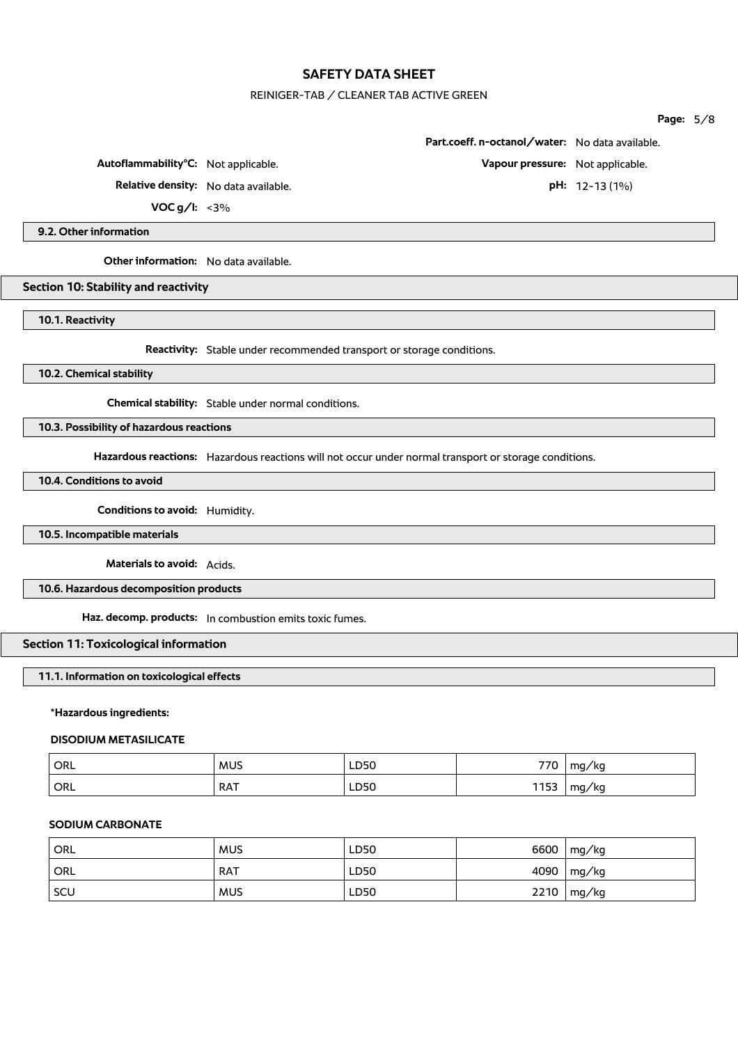**Autoflammability°C:** Not applicable.

**Part.coeff. n-octanol/water:** No data available.

**Vapour pressure:** Not applicable.

**Relative density:** No data available.

**pH:** 12-13 (1%)

**VOC g/l:** <3%

### 9.2. Other information

**Other information:** No data available.

## Section 10: Stability and reactivity

### 10.1. Reactivity

**Reactivity:** Stable under recommended transport or storage conditions.

### 10.2. Chemical stability

**Chemical stability:** Stable under normal conditions.

### 10.3. Possibility of hazardous reactions

**Hazardous reactions:** Hazardous reactions will not occur under normal transport or storage conditions.

### 10.4. Conditions to avoid

**Conditions to avoid:** Humidity.

### 10.5. Incompatible materials

**Materials to avoid:** Acids.

### 10.6. Hazardous decomposition products

**Haz. decomp. products:** In combustion emits toxic fumes.

## Section 11: Toxicological information

### 11.1. Information on toxicological effects

**\*Hazardous ingredients:**

**DISODIUM METASILICATE**

| | | | | |
|---|---|---|---|---|
| ORL | MUS | LD50 | 770 | mg/kg |
| ORL | RAT | LD50 | 1153 | mg/kg |

**SODIUM CARBONATE**

| | | | | |
|---|---|---|---|---|
| ORL | MUS | LD50 | 6600 | mg/kg |
| ORL | RAT | LD50 | 4090 | mg/kg |
| SCU | MUS | LD50 | 2210 | mg/kg |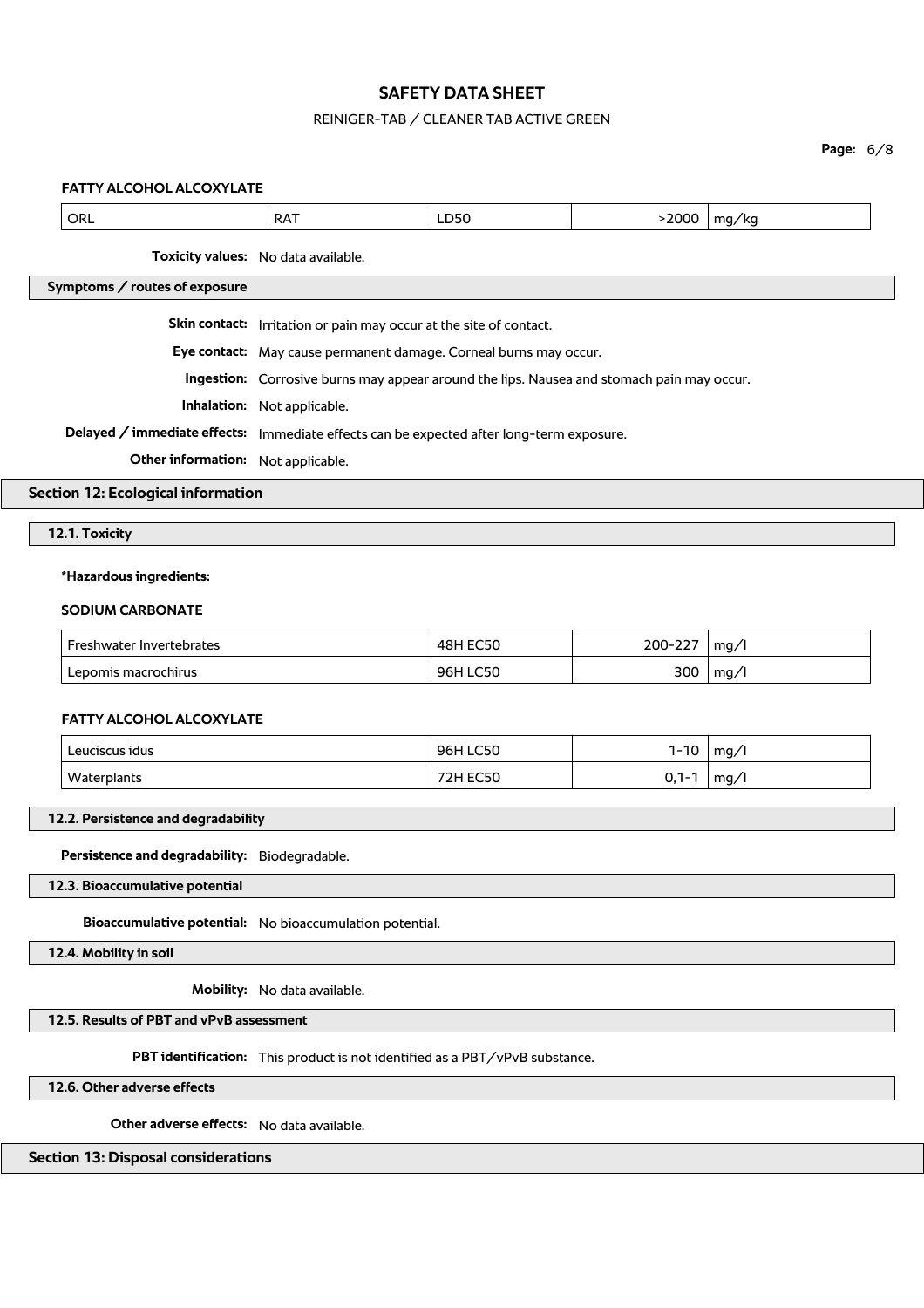**FATTY ALCOHOL ALCOXYLATE**

| ORL | RAT | LD50 | >2000 | mg/kg |
|---|---|---|---|---|

**Toxicity values:** No data available.

### Symptoms / routes of exposure

**Skin contact:** Irritation or pain may occur at the site of contact.

**Eye contact:** May cause permanent damage. Corneal burns may occur.

**Ingestion:** Corrosive burns may appear around the lips. Nausea and stomach pain may occur.

**Inhalation:** Not applicable.

**Delayed / immediate effects:** Immediate effects can be expected after long-term exposure.

**Other information:** Not applicable.

## Section 12: Ecological information

### 12.1. Toxicity

**\*Hazardous ingredients:**

**SODIUM CARBONATE**

| Freshwater Invertebrates | 48H EC50 | 200-227 | mg/l |
|---|---|---|---|
| Lepomis macrochirus | 96H LC50 | 300 | mg/l |

**FATTY ALCOHOL ALCOXYLATE**

| Leuciscus idus | 96H LC50 | 1-10 | mg/l |
|---|---|---|---|
| Waterplants | 72H EC50 | 0,1-1 | mg/l |

### 12.2. Persistence and degradability

**Persistence and degradability:** Biodegradable.

### 12.3. Bioaccumulative potential

**Bioaccumulative potential:** No bioaccumulation potential.

### 12.4. Mobility in soil

**Mobility:** No data available.

### 12.5. Results of PBT and vPvB assessment

**PBT identification:** This product is not identified as a PBT/vPvB substance.

### 12.6. Other adverse effects

**Other adverse effects:** No data available.

## Section 13: Disposal considerations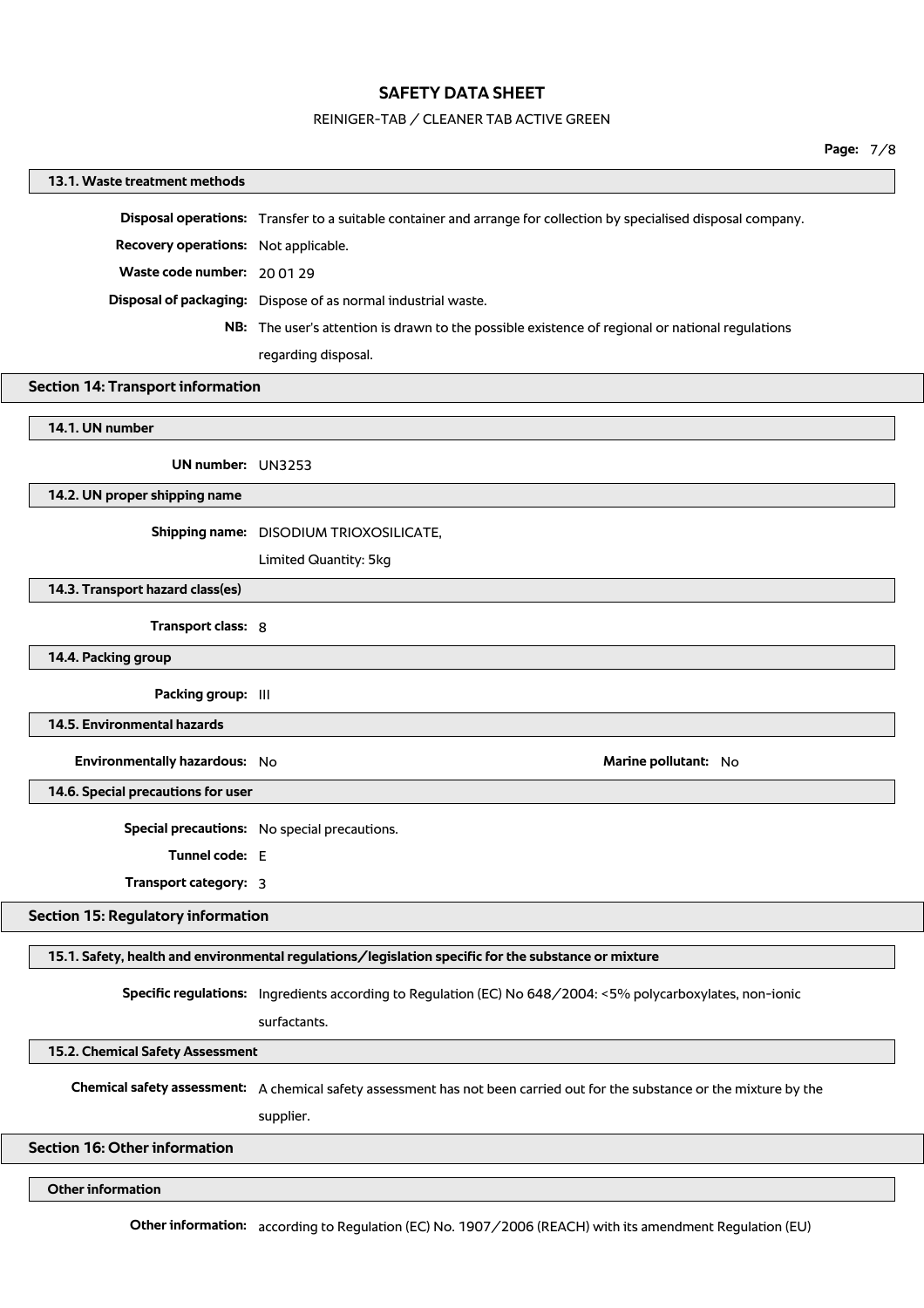### 13.1. Waste treatment methods

**Disposal operations:** Transfer to a suitable container and arrange for collection by specialised disposal company.

**Recovery operations:** Not applicable.

**Waste code number:** 20 01 29

**Disposal of packaging:** Dispose of as normal industrial waste.

**NB:** The user's attention is drawn to the possible existence of regional or national regulations regarding disposal.

## Section 14: Transport information

### 14.1. UN number

**UN number:** UN3253

### 14.2. UN proper shipping name

**Shipping name:** DISODIUM TRIOXOSILICATE,

Limited Quantity: 5kg

### 14.3. Transport hazard class(es)

**Transport class:** 8

### 14.4. Packing group

**Packing group:** III

### 14.5. Environmental hazards

**Environmentally hazardous:** No

**Marine pollutant:** No

### 14.6. Special precautions for user

**Special precautions:** No special precautions.

**Tunnel code:** E

**Transport category:** 3

## Section 15: Regulatory information

### 15.1. Safety, health and environmental regulations/legislation specific for the substance or mixture

**Specific regulations:** Ingredients according to Regulation (EC) No 648/2004: <5% polycarboxylates, non-ionic surfactants.

### 15.2. Chemical Safety Assessment

**Chemical safety assessment:** A chemical safety assessment has not been carried out for the substance or the mixture by the supplier.

## Section 16: Other information

### Other information

**Other information:** according to Regulation (EC) No. 1907/2006 (REACH) with its amendment Regulation (EU)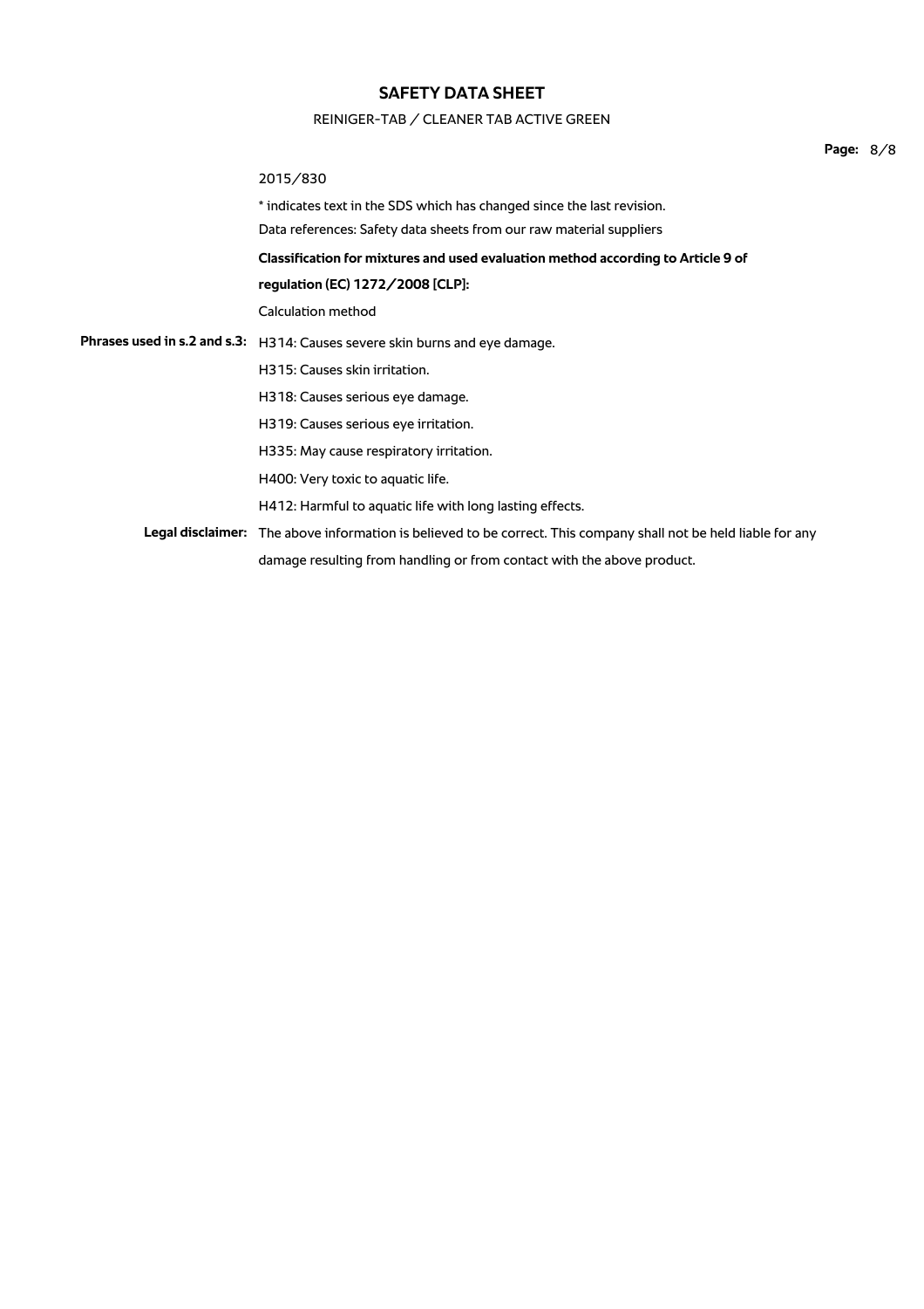2015/830

* indicates text in the SDS which has changed since the last revision.

Data references: Safety data sheets from our raw material suppliers

**Classification for mixtures and used evaluation method according to Article 9 of regulation (EC) 1272/2008 [CLP]:**

Calculation method

**Phrases used in s.2 and s.3:** H314: Causes severe skin burns and eye damage.

H315: Causes skin irritation.

H318: Causes serious eye damage.

H319: Causes serious eye irritation.

H335: May cause respiratory irritation.

H400: Very toxic to aquatic life.

H412: Harmful to aquatic life with long lasting effects.

**Legal disclaimer:** The above information is believed to be correct. This company shall not be held liable for any damage resulting from handling or from contact with the above product.